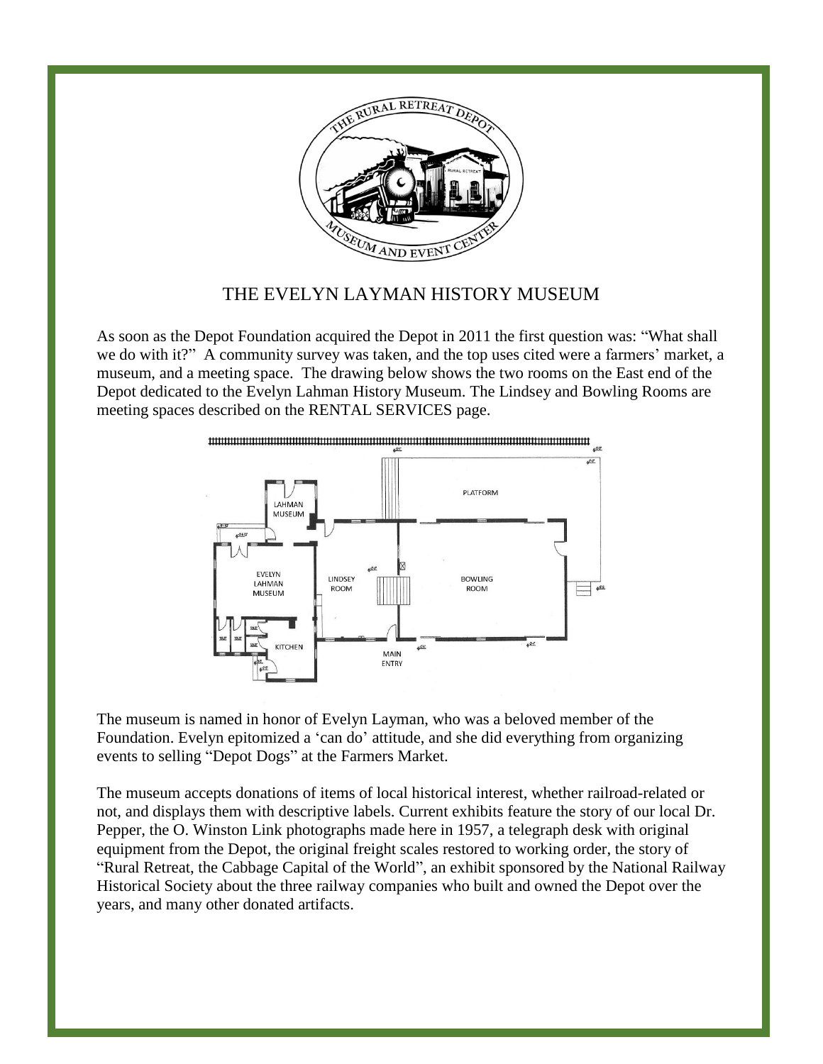# THE EVELYN LAYMAN HISTORY MUSEUM

As soon as the Depot Foundation acquired the Depot in 2011 the first question was: "What shall we do with it?" A community survey was taken, and the top uses cited were a farmers' market, a museum, and a meeting space. The drawing below shows the two rooms on the East end of the Depot dedicated to the Evelyn Lahman History Museum. The Lindsey and Bowling Rooms are meeting spaces described on the RENTAL SERVICES page.

The museum is named in honor of Evelyn Layman, who was a beloved member of the Foundation. Evelyn epitomized a 'can do' attitude, and she did everything from organizing events to selling "Depot Dogs" at the Farmers Market.

The museum accepts donations of items of local historical interest, whether railroad-related or not, and displays them with descriptive labels. Current exhibits feature the story of our local Dr. Pepper, the O. Winston Link photographs made here in 1957, a telegraph desk with original equipment from the Depot, the original freight scales restored to working order, the story of "Rural Retreat, the Cabbage Capital of the World", an exhibit sponsored by the National Railway Historical Society about the three railway companies who built and owned the Depot over the years, and many other donated artifacts.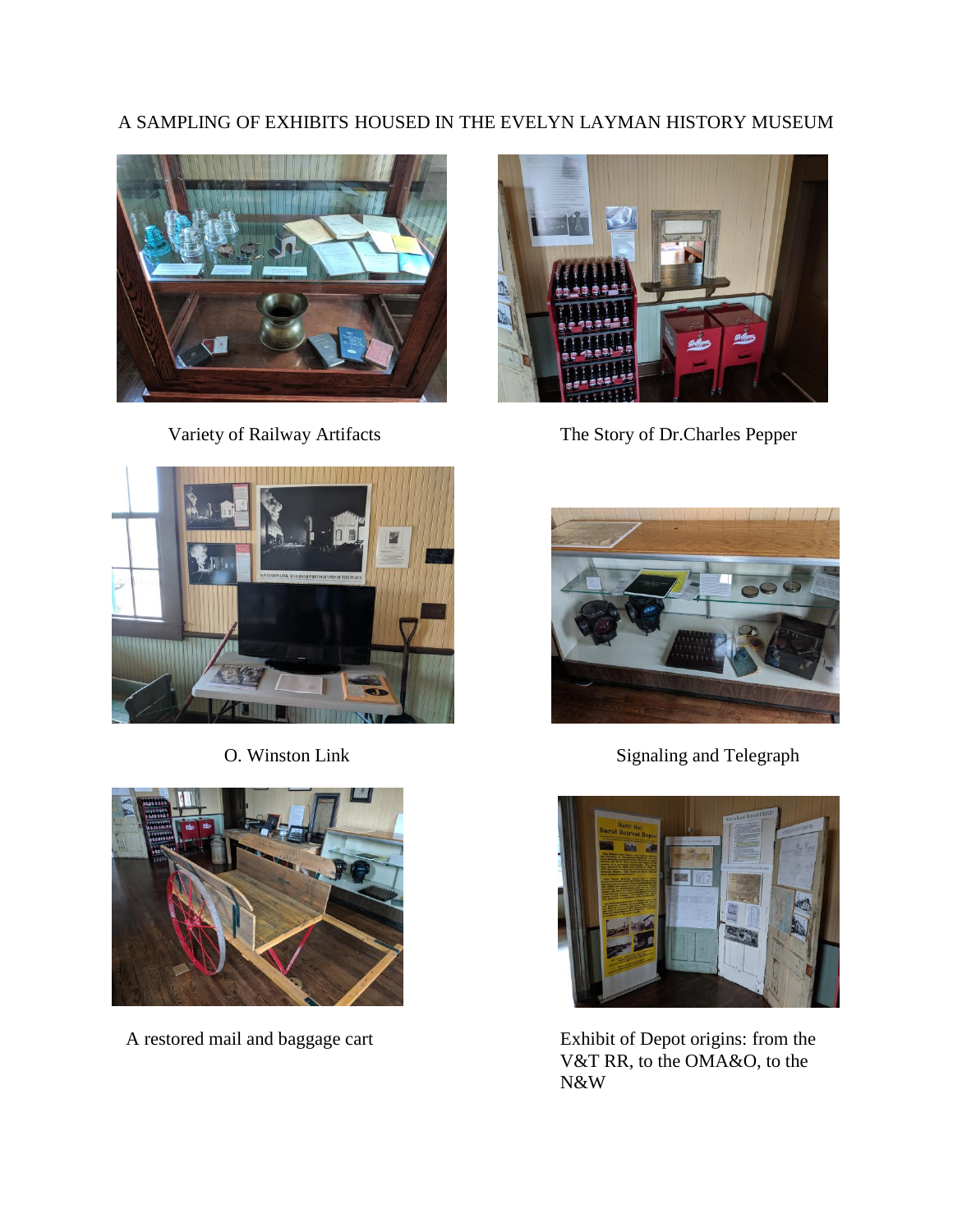A SAMPLING OF EXHIBITS HOUSED IN THE EVELYN LAYMAN HISTORY MUSEUM

Variety of Railway Artifacts

The Story of Dr.Charles Pepper

O. Winston Link

Signaling and Telegraph

A restored mail and baggage cart

Exhibit of Depot origins: from the V&T RR, to the OMA&O, to the N&W